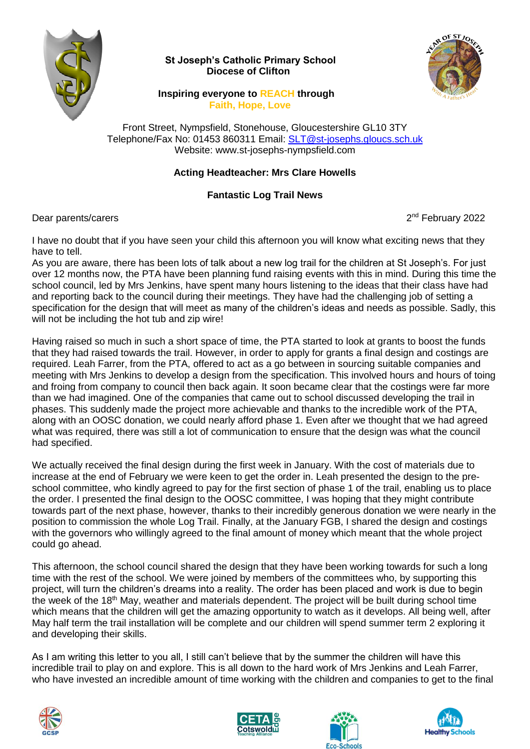**St Joseph's Catholic Primary School**
**Diocese of Clifton**

**Inspiring everyone to REACH through**
**Faith, Hope, Love**

Front Street, Nympsfield, Stonehouse, Gloucestershire GL10 3TY
Telephone/Fax No: 01453 860311 Email: SLT@st-josephs.gloucs.sch.uk
Website: www.st-josephs-nympsfield.com

**Acting Headteacher: Mrs Clare Howells**

## Fantastic Log Trail News

Dear parents/carers

2nd February 2022

I have no doubt that if you have seen your child this afternoon you will know what exciting news that they have to tell.

As you are aware, there has been lots of talk about a new log trail for the children at St Joseph's. For just over 12 months now, the PTA have been planning fund raising events with this in mind. During this time the school council, led by Mrs Jenkins, have spent many hours listening to the ideas that their class have had and reporting back to the council during their meetings. They have had the challenging job of setting a specification for the design that will meet as many of the children's ideas and needs as possible. Sadly, this will not be including the hot tub and zip wire!

Having raised so much in such a short space of time, the PTA started to look at grants to boost the funds that they had raised towards the trail. However, in order to apply for grants a final design and costings are required. Leah Farrer, from the PTA, offered to act as a go between in sourcing suitable companies and meeting with Mrs Jenkins to develop a design from the specification. This involved hours and hours of toing and froing from company to council then back again. It soon became clear that the costings were far more than we had imagined. One of the companies that came out to school discussed developing the trail in phases. This suddenly made the project more achievable and thanks to the incredible work of the PTA, along with an OOSC donation, we could nearly afford phase 1. Even after we thought that we had agreed what was required, there was still a lot of communication to ensure that the design was what the council had specified.

We actually received the final design during the first week in January. With the cost of materials due to increase at the end of February we were keen to get the order in. Leah presented the design to the pre-school committee, who kindly agreed to pay for the first section of phase 1 of the trail, enabling us to place the order. I presented the final design to the OOSC committee, I was hoping that they might contribute towards part of the next phase, however, thanks to their incredibly generous donation we were nearly in the position to commission the whole Log Trail. Finally, at the January FGB, I shared the design and costings with the governors who willingly agreed to the final amount of money which meant that the whole project could go ahead.

This afternoon, the school council shared the design that they have been working towards for such a long time with the rest of the school. We were joined by members of the committees who, by supporting this project, will turn the children's dreams into a reality. The order has been placed and work is due to begin the week of the 18th May, weather and materials dependent. The project will be built during school time which means that the children will get the amazing opportunity to watch as it develops. All being well, after May half term the trail installation will be complete and our children will spend summer term 2 exploring it and developing their skills.

As I am writing this letter to you all, I still can't believe that by the summer the children will have this incredible trail to play on and explore. This is all down to the hard work of Mrs Jenkins and Leah Farrer, who have invested an incredible amount of time working with the children and companies to get to the final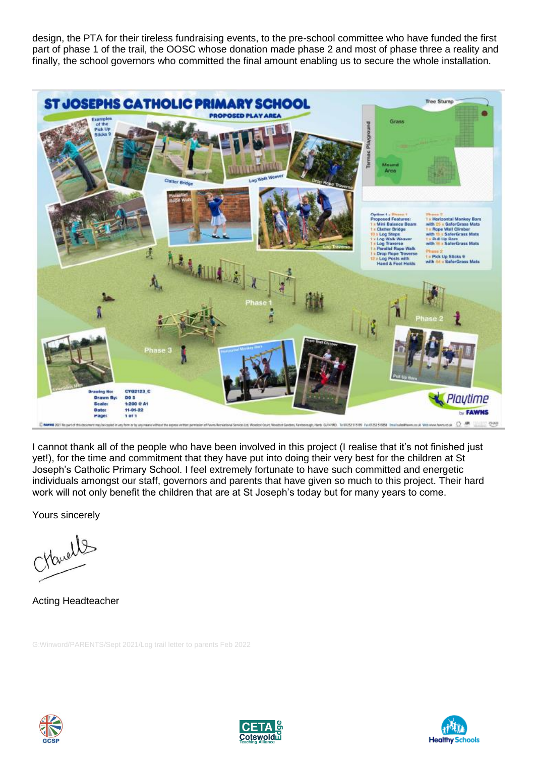design, the PTA for their tireless fundraising events, to the pre-school committee who have funded the first part of phase 1 of the trail, the OOSC whose donation made phase 2 and most of phase three a reality and finally, the school governors who committed the final amount enabling us to secure the whole installation.

ST JOSEPHS CATHOLIC PRIMARY SCHOOL

PROPOSED PLAY AREA

Examples of the Pick Up Sticks 9

Clatter Bridge

Log Walk Weaver

Drop Rope Traverse

Parallel Rope Walk

Log Traverse

Tree Stump

Grass

Tarmac Playground

Mound Area

Option 1 - Phase 1
Proposed Features:
1 x Mini Balance Beam
1 x Clatter Bridge
10 x Log Steps
1 x Log Walk Weaver
1 x Log Traverse
1 x Parallel Rope Walk
1 x Drop Rope Traverse
12 x Log Posts with Hand & Foot Holds

Phase 3
1 x Horizontal Monkey Bars with 25 x SaferGrass Mats
1 x Rope Wall Climber with 15 x SaferGrass Mats
1 x Pull Up Bars with 16 x SaferGrass Mats

Phase 2
1 x Pick Up Sticks 9 with 44 x SaferGrass Mats

Phase 1

Phase 2

Phase 3

Horizontal Monkey Bars

Rope Wall Climber

Pull Up Bars

Drawing No: CYQ2123_C
Drawn By: DO S
Scale: 1:200 @ A1
Date: 11-01-22
Page: 1 of 1

Playtime by FAWNS

I cannot thank all of the people who have been involved in this project (I realise that it's not finished just yet!), for the time and commitment that they have put into doing their very best for the children at St Joseph's Catholic Primary School. I feel extremely fortunate to have such committed and energetic individuals amongst our staff, governors and parents that have given so much to this project. Their hard work will not only benefit the children that are at St Joseph's today but for many years to come.

Yours sincerely

C Howells

Acting Headteacher

G:Winword/PARENTS/Sept 2021/Log trail letter to parents Feb 2022

GCSP

CETA Cotswold Edge Teaching Alliance

Healthy Schools